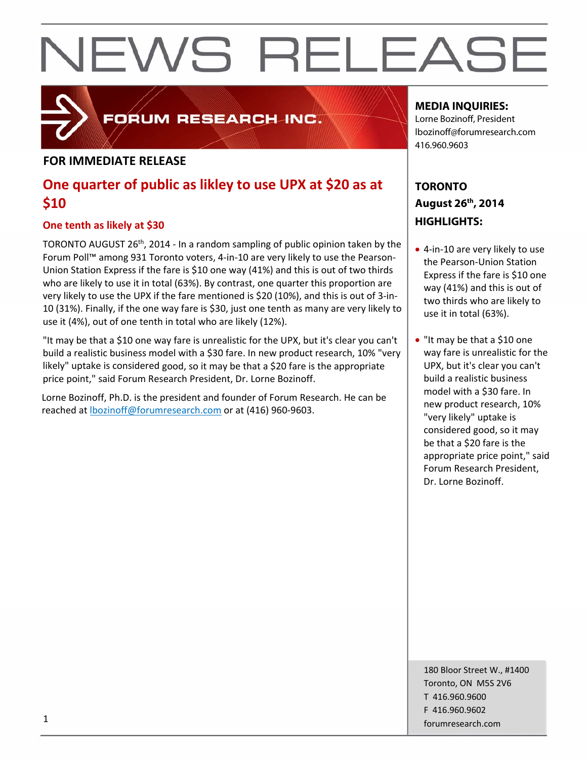# NEWS RELEASE

FORUM RESEARCH INC.

**FOR IMMEDIATE RELEASE**

## One quarter of public as likley to use UPX at $20 as at $10

### One tenth as likely at $30

TORONTO AUGUST 26th, 2014 - In a random sampling of public opinion taken by the Forum Poll™ among 931 Toronto voters, 4-in-10 are very likely to use the Pearson-Union Station Express if the fare is $10 one way (41%) and this is out of two thirds who are likely to use it in total (63%). By contrast, one quarter this proportion are very likely to use the UPX if the fare mentioned is $20 (10%), and this is out of 3-in-10 (31%). Finally, if the one way fare is $30, just one tenth as many are very likely to use it (4%), out of one tenth in total who are likely (12%).

"It may be that a $10 one way fare is unrealistic for the UPX, but it's clear you can't build a realistic business model with a $30 fare. In new product research, 10% "very likely" uptake is considered good, so it may be that a $20 fare is the appropriate price point," said Forum Research President, Dr. Lorne Bozinoff.

Lorne Bozinoff, Ph.D. is the president and founder of Forum Research. He can be reached at lbozinoff@forumresearch.com or at (416) 960-9603.

**MEDIA INQUIRIES:**
Lorne Bozinoff, President
lbozinoff@forumresearch.com
416.960.9603

**TORONTO**
**August 26th, 2014**
**HIGHLIGHTS:**

- 4-in-10 are very likely to use the Pearson-Union Station Express if the fare is $10 one way (41%) and this is out of two thirds who are likely to use it in total (63%).
- "It may be that a $10 one way fare is unrealistic for the UPX, but it's clear you can't build a realistic business model with a $30 fare. In new product research, 10% "very likely" uptake is considered good, so it may be that a $20 fare is the appropriate price point," said Forum Research President, Dr. Lorne Bozinoff.

180 Bloor Street W., #1400
Toronto, ON M5S 2V6
T 416.960.9600
F 416.960.9602
forumresearch.com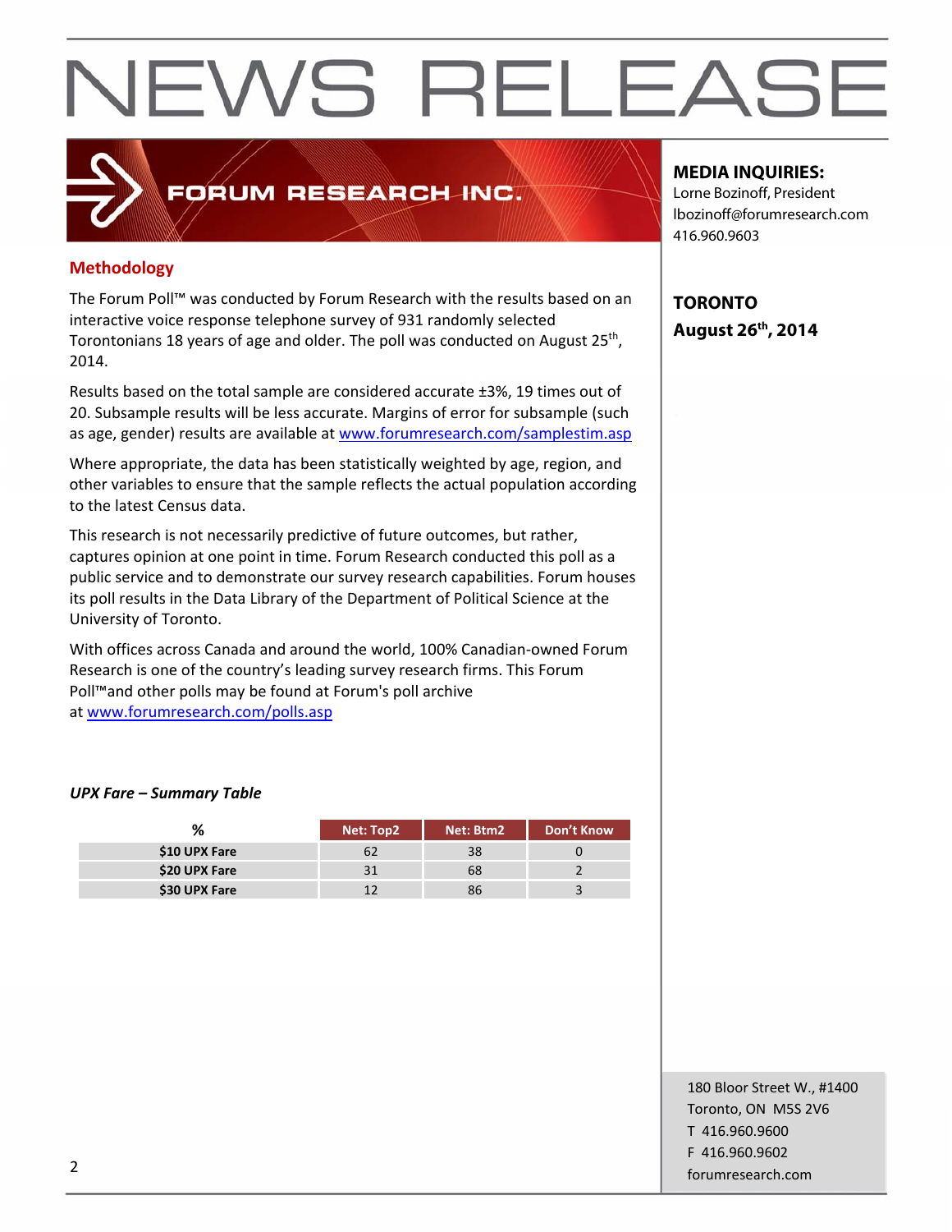# NEWS RELEASE

FORUM RESEARCH INC.

**MEDIA INQUIRIES:**
Lorne Bozinoff, President
lbozinoff@forumresearch.com
416.960.9603

**TORONTO**
**August 26th, 2014**

## Methodology

The Forum Poll™ was conducted by Forum Research with the results based on an interactive voice response telephone survey of 931 randomly selected Torontonians 18 years of age and older. The poll was conducted on August 25th, 2014.

Results based on the total sample are considered accurate ±3%, 19 times out of 20. Subsample results will be less accurate. Margins of error for subsample (such as age, gender) results are available at www.forumresearch.com/samplestim.asp

Where appropriate, the data has been statistically weighted by age, region, and other variables to ensure that the sample reflects the actual population according to the latest Census data.

This research is not necessarily predictive of future outcomes, but rather, captures opinion at one point in time. Forum Research conducted this poll as a public service and to demonstrate our survey research capabilities. Forum houses its poll results in the Data Library of the Department of Political Science at the University of Toronto.

With offices across Canada and around the world, 100% Canadian-owned Forum Research is one of the country's leading survey research firms. This Forum Poll™and other polls may be found at Forum's poll archive at www.forumresearch.com/polls.asp

*UPX Fare – Summary Table*

| % | Net: Top2 | Net: Btm2 | Don't Know |
|---|---|---|---|
| $10 UPX Fare | 62 | 38 | 0 |
| $20 UPX Fare | 31 | 68 | 2 |
| $30 UPX Fare | 12 | 86 | 3 |

180 Bloor Street W., #1400
Toronto, ON M5S 2V6
T 416.960.9600
F 416.960.9602
forumresearch.com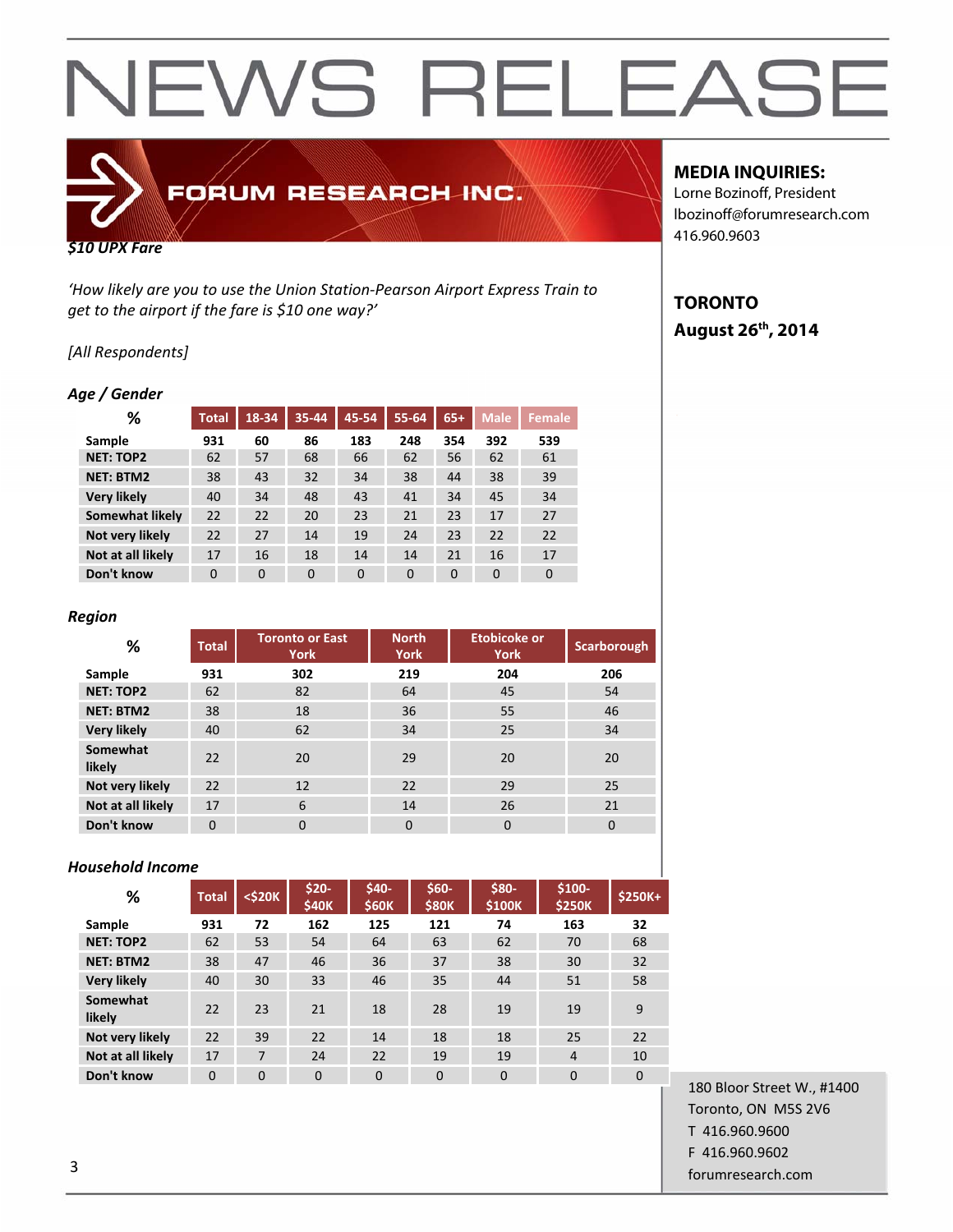# NEWS RELEASE

**FORUM RESEARCH INC.**

**MEDIA INQUIRIES:**
Lorne Bozinoff, President
lbozinoff@forumresearch.com
416.960.9603

**TORONTO**
**August 26th, 2014**

***$10 UPX Fare***

*'How likely are you to use the Union Station-Pearson Airport Express Train to get to the airport if the fare is $10 one way?'*

*[All Respondents]*

***Age / Gender***

| % | Total | 18-34 | 35-44 | 45-54 | 55-64 | 65+ | Male | Female |
|---|---|---|---|---|---|---|---|---|
| Sample | 931 | 60 | 86 | 183 | 248 | 354 | 392 | 539 |
| NET: TOP2 | 62 | 57 | 68 | 66 | 62 | 56 | 62 | 61 |
| NET: BTM2 | 38 | 43 | 32 | 34 | 38 | 44 | 38 | 39 |
| Very likely | 40 | 34 | 48 | 43 | 41 | 34 | 45 | 34 |
| Somewhat likely | 22 | 22 | 20 | 23 | 21 | 23 | 17 | 27 |
| Not very likely | 22 | 27 | 14 | 19 | 24 | 23 | 22 | 22 |
| Not at all likely | 17 | 16 | 18 | 14 | 14 | 21 | 16 | 17 |
| Don't know | 0 | 0 | 0 | 0 | 0 | 0 | 0 | 0 |

***Region***

| % | Total | Toronto or East York | North York | Etobicoke or York | Scarborough |
|---|---|---|---|---|---|
| Sample | 931 | 302 | 219 | 204 | 206 |
| NET: TOP2 | 62 | 82 | 64 | 45 | 54 |
| NET: BTM2 | 38 | 18 | 36 | 55 | 46 |
| Very likely | 40 | 62 | 34 | 25 | 34 |
| Somewhat likely | 22 | 20 | 29 | 20 | 20 |
| Not very likely | 22 | 12 | 22 | 29 | 25 |
| Not at all likely | 17 | 6 | 14 | 26 | 21 |
| Don't know | 0 | 0 | 0 | 0 | 0 |

***Household Income***

| % | Total | <$20K | $20-$40K | $40-$60K | $60-$80K | $80-$100K | $100-$250K | $250K+ |
|---|---|---|---|---|---|---|---|---|
| Sample | 931 | 72 | 162 | 125 | 121 | 74 | 163 | 32 |
| NET: TOP2 | 62 | 53 | 54 | 64 | 63 | 62 | 70 | 68 |
| NET: BTM2 | 38 | 47 | 46 | 36 | 37 | 38 | 30 | 32 |
| Very likely | 40 | 30 | 33 | 46 | 35 | 44 | 51 | 58 |
| Somewhat likely | 22 | 23 | 21 | 18 | 28 | 19 | 19 | 9 |
| Not very likely | 22 | 39 | 22 | 14 | 18 | 18 | 25 | 22 |
| Not at all likely | 17 | 7 | 24 | 22 | 19 | 19 | 4 | 10 |
| Don't know | 0 | 0 | 0 | 0 | 0 | 0 | 0 | 0 |

180 Bloor Street W., #1400
Toronto, ON M5S 2V6
T 416.960.9600
F 416.960.9602
forumresearch.com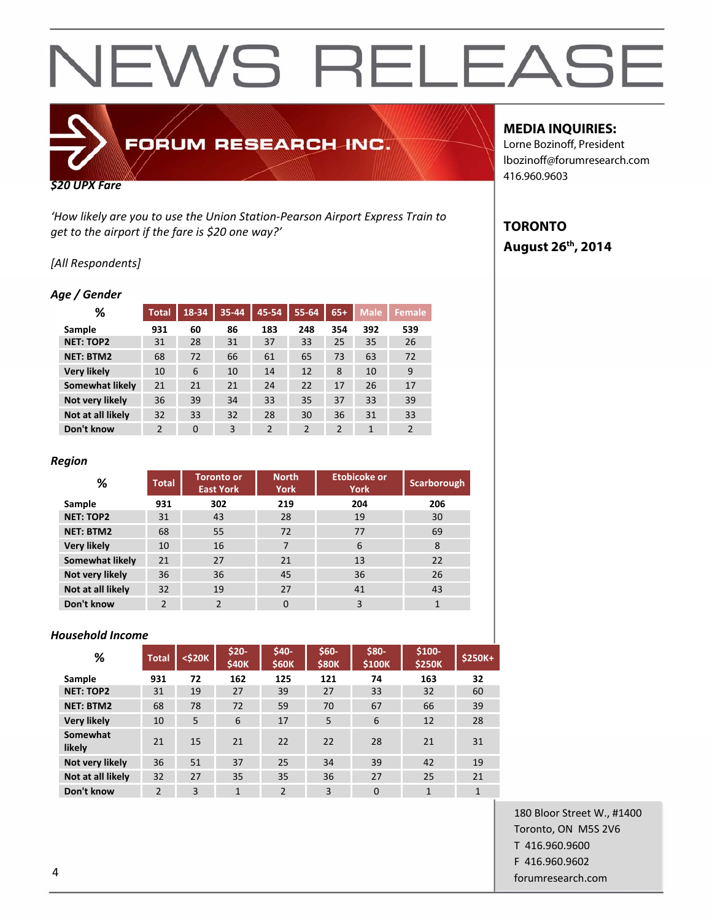# NEWS RELEASE

FORUM RESEARCH INC.

**MEDIA INQUIRIES:**
Lorne Bozinoff, President
lbozinoff@forumresearch.com
416.960.9603

**TORONTO**
**August 26th, 2014**

***$20 UPX Fare***

*'How likely are you to use the Union Station-Pearson Airport Express Train to get to the airport if the fare is $20 one way?'*

*[All Respondents]*

***Age / Gender***

| % | Total | 18-34 | 35-44 | 45-54 | 55-64 | 65+ | Male | Female |
|---|---|---|---|---|---|---|---|---|
| **Sample** | **931** | **60** | **86** | **183** | **248** | **354** | **392** | **539** |
| **NET: TOP2** | 31 | 28 | 31 | 37 | 33 | 25 | 35 | 26 |
| **NET: BTM2** | 68 | 72 | 66 | 61 | 65 | 73 | 63 | 72 |
| **Very likely** | 10 | 6 | 10 | 14 | 12 | 8 | 10 | 9 |
| **Somewhat likely** | 21 | 21 | 21 | 24 | 22 | 17 | 26 | 17 |
| **Not very likely** | 36 | 39 | 34 | 33 | 35 | 37 | 33 | 39 |
| **Not at all likely** | 32 | 33 | 32 | 28 | 30 | 36 | 31 | 33 |
| **Don't know** | 2 | 0 | 3 | 2 | 2 | 2 | 1 | 2 |

***Region***

| % | Total | Toronto or East York | North York | Etobicoke or York | Scarborough |
|---|---|---|---|---|---|
| **Sample** | **931** | **302** | **219** | **204** | **206** |
| **NET: TOP2** | 31 | 43 | 28 | 19 | 30 |
| **NET: BTM2** | 68 | 55 | 72 | 77 | 69 |
| **Very likely** | 10 | 16 | 7 | 6 | 8 |
| **Somewhat likely** | 21 | 27 | 21 | 13 | 22 |
| **Not very likely** | 36 | 36 | 45 | 36 | 26 |
| **Not at all likely** | 32 | 19 | 27 | 41 | 43 |
| **Don't know** | 2 | 2 | 0 | 3 | 1 |

***Household Income***

| % | Total | <$20K | $20-$40K | $40-$60K | $60-$80K | $80-$100K | $100-$250K | $250K+ |
|---|---|---|---|---|---|---|---|---|
| **Sample** | **931** | **72** | **162** | **125** | **121** | **74** | **163** | **32** |
| **NET: TOP2** | 31 | 19 | 27 | 39 | 27 | 33 | 32 | 60 |
| **NET: BTM2** | 68 | 78 | 72 | 59 | 70 | 67 | 66 | 39 |
| **Very likely** | 10 | 5 | 6 | 17 | 5 | 6 | 12 | 28 |
| **Somewhat likely** | 21 | 15 | 21 | 22 | 22 | 28 | 21 | 31 |
| **Not very likely** | 36 | 51 | 37 | 25 | 34 | 39 | 42 | 19 |
| **Not at all likely** | 32 | 27 | 35 | 35 | 36 | 27 | 25 | 21 |
| **Don't know** | 2 | 3 | 1 | 2 | 3 | 0 | 1 | 1 |

180 Bloor Street W., #1400
Toronto, ON M5S 2V6
T 416.960.9600
F 416.960.9602
forumresearch.com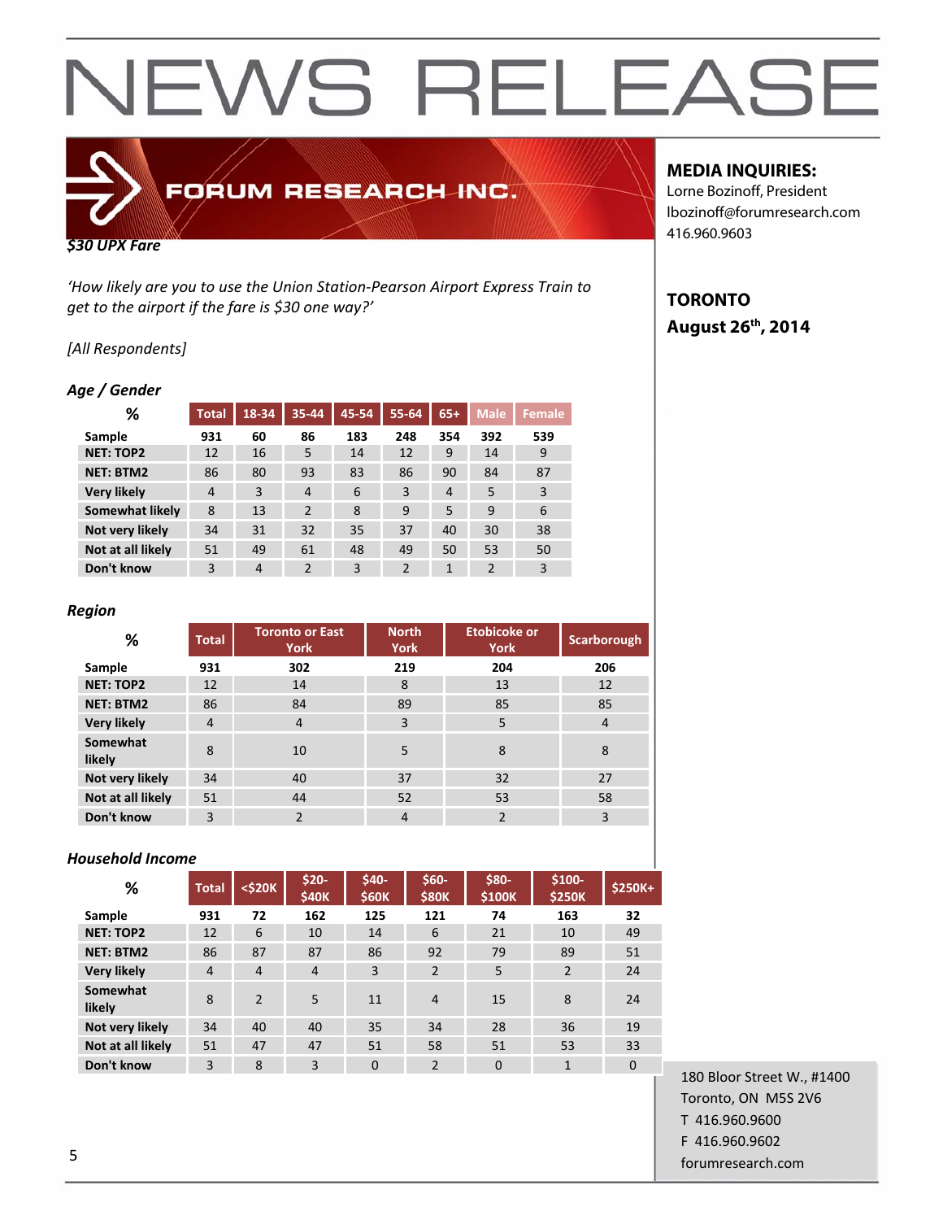# NEWS RELEASE

FORUM RESEARCH INC.

**MEDIA INQUIRIES:**
Lorne Bozinoff, President
lbozinoff@forumresearch.com
416.960.9603

**TORONTO**
**August 26th, 2014**

### *$30 UPX Fare*

*'How likely are you to use the Union Station-Pearson Airport Express Train to get to the airport if the fare is $30 one way?'*

*[All Respondents]*

### *Age / Gender*

| % | Total | 18-34 | 35-44 | 45-54 | 55-64 | 65+ | Male | Female |
|---|---|---|---|---|---|---|---|---|
| Sample | 931 | 60 | 86 | 183 | 248 | 354 | 392 | 539 |
| NET: TOP2 | 12 | 16 | 5 | 14 | 12 | 9 | 14 | 9 |
| NET: BTM2 | 86 | 80 | 93 | 83 | 86 | 90 | 84 | 87 |
| Very likely | 4 | 3 | 4 | 6 | 3 | 4 | 5 | 3 |
| Somewhat likely | 8 | 13 | 2 | 8 | 9 | 5 | 9 | 6 |
| Not very likely | 34 | 31 | 32 | 35 | 37 | 40 | 30 | 38 |
| Not at all likely | 51 | 49 | 61 | 48 | 49 | 50 | 53 | 50 |
| Don't know | 3 | 4 | 2 | 3 | 2 | 1 | 2 | 3 |

### *Region*

| % | Total | Toronto or East York | North York | Etobicoke or York | Scarborough |
|---|---|---|---|---|---|
| Sample | 931 | 302 | 219 | 204 | 206 |
| NET: TOP2 | 12 | 14 | 8 | 13 | 12 |
| NET: BTM2 | 86 | 84 | 89 | 85 | 85 |
| Very likely | 4 | 4 | 3 | 5 | 4 |
| Somewhat likely | 8 | 10 | 5 | 8 | 8 |
| Not very likely | 34 | 40 | 37 | 32 | 27 |
| Not at all likely | 51 | 44 | 52 | 53 | 58 |
| Don't know | 3 | 2 | 4 | 2 | 3 |

### *Household Income*

| % | Total | <$20K | $20-$40K | $40-$60K | $60-$80K | $80-$100K | $100-$250K | $250K+ |
|---|---|---|---|---|---|---|---|---|
| Sample | 931 | 72 | 162 | 125 | 121 | 74 | 163 | 32 |
| NET: TOP2 | 12 | 6 | 10 | 14 | 6 | 21 | 10 | 49 |
| NET: BTM2 | 86 | 87 | 87 | 86 | 92 | 79 | 89 | 51 |
| Very likely | 4 | 4 | 4 | 3 | 2 | 5 | 2 | 24 |
| Somewhat likely | 8 | 2 | 5 | 11 | 4 | 15 | 8 | 24 |
| Not very likely | 34 | 40 | 40 | 35 | 34 | 28 | 36 | 19 |
| Not at all likely | 51 | 47 | 47 | 51 | 58 | 51 | 53 | 33 |
| Don't know | 3 | 8 | 3 | 0 | 2 | 0 | 1 | 0 |

180 Bloor Street W., #1400
Toronto, ON M5S 2V6
T 416.960.9600
F 416.960.9602
forumresearch.com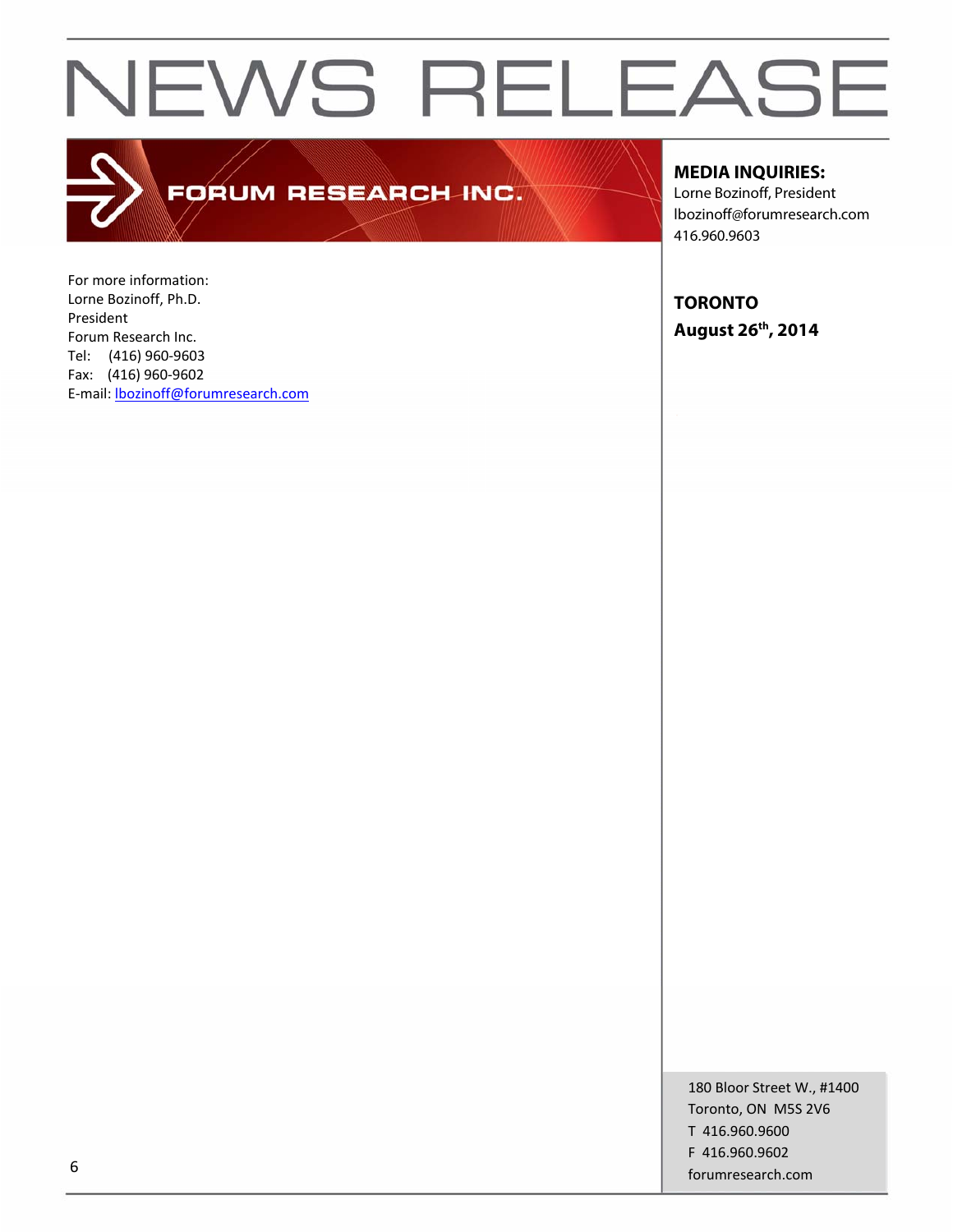# NEWS RELEASE

FORUM RESEARCH INC.

**MEDIA INQUIRIES:**
Lorne Bozinoff, President
lbozinoff@forumresearch.com
416.960.9603

**TORONTO**
**August 26th, 2014**

For more information:
Lorne Bozinoff, Ph.D.
President
Forum Research Inc.
Tel: (416) 960-9603
Fax: (416) 960-9602
E-mail: lbozinoff@forumresearch.com

180 Bloor Street W., #1400
Toronto, ON M5S 2V6
T 416.960.9600
F 416.960.9602
forumresearch.com